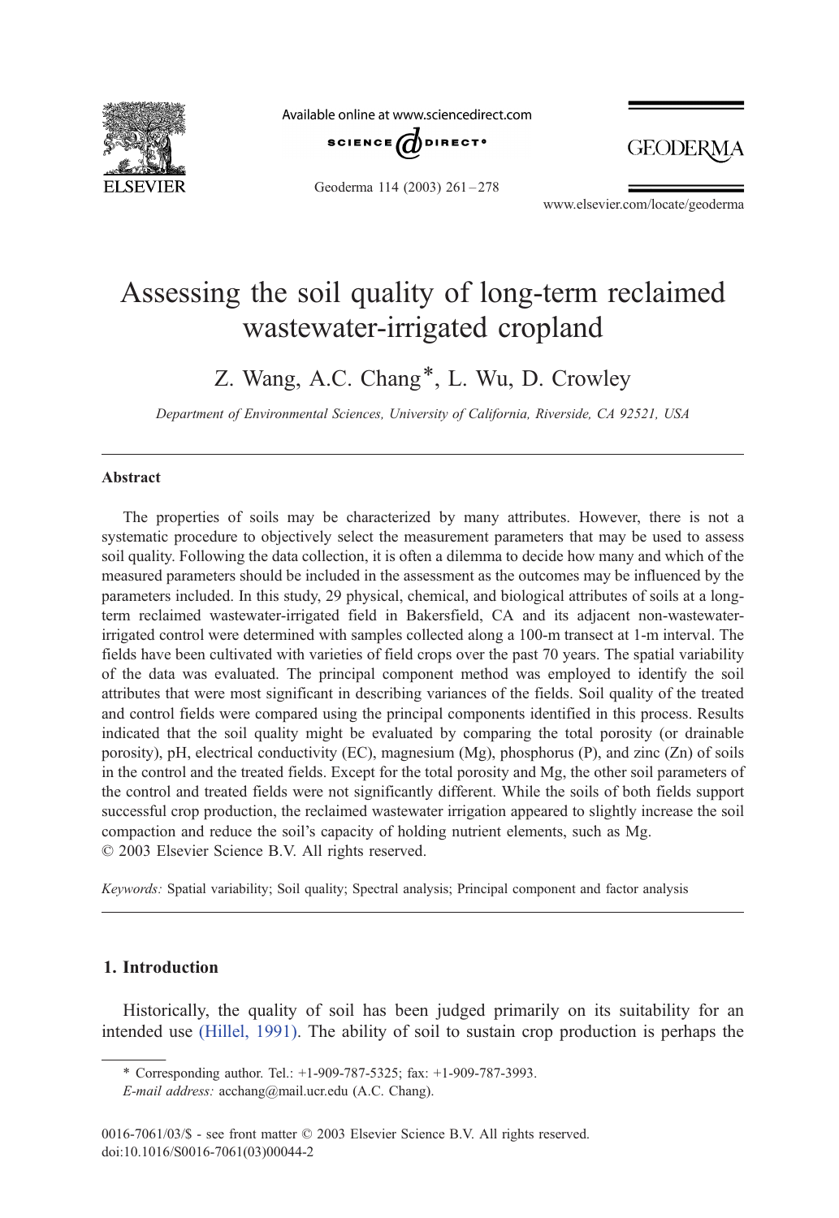# Assessing the soil quality of long-term reclaimed wastewater-irrigated cropland

Z. Wang, A.C. Chang*, L. Wu, D. Crowley

*Department of Environmental Sciences, University of California, Riverside, CA 92521, USA*

## Abstract

The properties of soils may be characterized by many attributes. However, there is not a systematic procedure to objectively select the measurement parameters that may be used to assess soil quality. Following the data collection, it is often a dilemma to decide how many and which of the measured parameters should be included in the assessment as the outcomes may be influenced by the parameters included. In this study, 29 physical, chemical, and biological attributes of soils at a long-term reclaimed wastewater-irrigated field in Bakersfield, CA and its adjacent non-wastewater-irrigated control were determined with samples collected along a 100-m transect at 1-m interval. The fields have been cultivated with varieties of field crops over the past 70 years. The spatial variability of the data was evaluated. The principal component method was employed to identify the soil attributes that were most significant in describing variances of the fields. Soil quality of the treated and control fields were compared using the principal components identified in this process. Results indicated that the soil quality might be evaluated by comparing the total porosity (or drainable porosity), pH, electrical conductivity (EC), magnesium (Mg), phosphorus (P), and zinc (Zn) of soils in the control and the treated fields. Except for the total porosity and Mg, the other soil parameters of the control and treated fields were not significantly different. While the soils of both fields support successful crop production, the reclaimed wastewater irrigation appeared to slightly increase the soil compaction and reduce the soil's capacity of holding nutrient elements, such as Mg.

© 2003 Elsevier Science B.V. All rights reserved.

*Keywords:* Spatial variability; Soil quality; Spectral analysis; Principal component and factor analysis

## 1. Introduction

Historically, the quality of soil has been judged primarily on its suitability for an intended use (Hillel, 1991). The ability of soil to sustain crop production is perhaps the

---

* Corresponding author. Tel.: +1-909-787-5325; fax: +1-909-787-3993.

*E-mail address:* acchang@mail.ucr.edu (A.C. Chang).

0016-7061/03/$ - see front matter © 2003 Elsevier Science B.V. All rights reserved.
doi:10.1016/S0016-7061(03)00044-2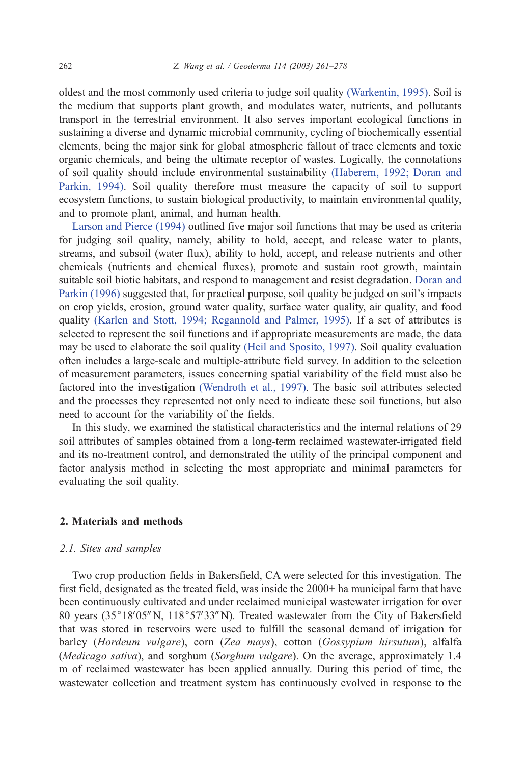oldest and the most commonly used criteria to judge soil quality (Warkentin, 1995). Soil is the medium that supports plant growth, and modulates water, nutrients, and pollutants transport in the terrestrial environment. It also serves important ecological functions in sustaining a diverse and dynamic microbial community, cycling of biochemically essential elements, being the major sink for global atmospheric fallout of trace elements and toxic organic chemicals, and being the ultimate receptor of wastes. Logically, the connotations of soil quality should include environmental sustainability (Haberern, 1992; Doran and Parkin, 1994). Soil quality therefore must measure the capacity of soil to support ecosystem functions, to sustain biological productivity, to maintain environmental quality, and to promote plant, animal, and human health.

Larson and Pierce (1994) outlined five major soil functions that may be used as criteria for judging soil quality, namely, ability to hold, accept, and release water to plants, streams, and subsoil (water flux), ability to hold, accept, and release nutrients and other chemicals (nutrients and chemical fluxes), promote and sustain root growth, maintain suitable soil biotic habitats, and respond to management and resist degradation. Doran and Parkin (1996) suggested that, for practical purpose, soil quality be judged on soil's impacts on crop yields, erosion, ground water quality, surface water quality, air quality, and food quality (Karlen and Stott, 1994; Regannold and Palmer, 1995). If a set of attributes is selected to represent the soil functions and if appropriate measurements are made, the data may be used to elaborate the soil quality (Heil and Sposito, 1997). Soil quality evaluation often includes a large-scale and multiple-attribute field survey. In addition to the selection of measurement parameters, issues concerning spatial variability of the field must also be factored into the investigation (Wendroth et al., 1997). The basic soil attributes selected and the processes they represented not only need to indicate these soil functions, but also need to account for the variability of the fields.

In this study, we examined the statistical characteristics and the internal relations of 29 soil attributes of samples obtained from a long-term reclaimed wastewater-irrigated field and its no-treatment control, and demonstrated the utility of the principal component and factor analysis method in selecting the most appropriate and minimal parameters for evaluating the soil quality.

## 2. Materials and methods

### 2.1. Sites and samples

Two crop production fields in Bakersfield, CA were selected for this investigation. The first field, designated as the treated field, was inside the 2000+ ha municipal farm that have been continuously cultivated and under reclaimed municipal wastewater irrigation for over 80 years (35°18′05″N, 118°57′33″N). Treated wastewater from the City of Bakersfield that was stored in reservoirs were used to fulfill the seasonal demand of irrigation for barley (*Hordeum vulgare*), corn (*Zea mays*), cotton (*Gossypium hirsutum*), alfalfa (*Medicago sativa*), and sorghum (*Sorghum vulgare*). On the average, approximately 1.4 m of reclaimed wastewater has been applied annually. During this period of time, the wastewater collection and treatment system has continuously evolved in response to the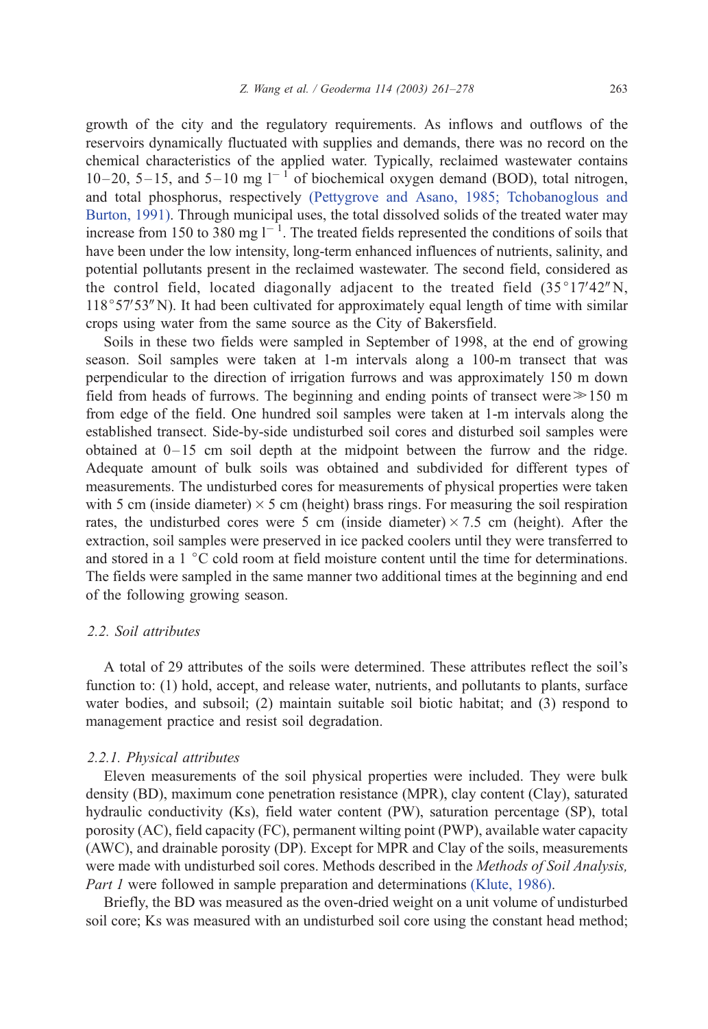growth of the city and the regulatory requirements. As inflows and outflows of the reservoirs dynamically fluctuated with supplies and demands, there was no record on the chemical characteristics of the applied water. Typically, reclaimed wastewater contains 10–20, 5–15, and 5–10 mg $l^{-1}$ of biochemical oxygen demand (BOD), total nitrogen, and total phosphorus, respectively (Pettygrove and Asano, 1985; Tchobanoglous and Burton, 1991). Through municipal uses, the total dissolved solids of the treated water may increase from 150 to 380 mg $l^{-1}$. The treated fields represented the conditions of soils that have been under the low intensity, long-term enhanced influences of nutrients, salinity, and potential pollutants present in the reclaimed wastewater. The second field, considered as the control field, located diagonally adjacent to the treated field (35°17′42″N, 118°57′53″N). It had been cultivated for approximately equal length of time with similar crops using water from the same source as the City of Bakersfield.

Soils in these two fields were sampled in September of 1998, at the end of growing season. Soil samples were taken at 1-m intervals along a 100-m transect that was perpendicular to the direction of irrigation furrows and was approximately 150 m down field from heads of furrows. The beginning and ending points of transect were $\gg$150 m from edge of the field. One hundred soil samples were taken at 1-m intervals along the established transect. Side-by-side undisturbed soil cores and disturbed soil samples were obtained at 0–15 cm soil depth at the midpoint between the furrow and the ridge. Adequate amount of bulk soils was obtained and subdivided for different types of measurements. The undisturbed cores for measurements of physical properties were taken with 5 cm (inside diameter) × 5 cm (height) brass rings. For measuring the soil respiration rates, the undisturbed cores were 5 cm (inside diameter) × 7.5 cm (height). After the extraction, soil samples were preserved in ice packed coolers until they were transferred to and stored in a 1 °C cold room at field moisture content until the time for determinations. The fields were sampled in the same manner two additional times at the beginning and end of the following growing season.

### 2.2. Soil attributes

A total of 29 attributes of the soils were determined. These attributes reflect the soil's function to: (1) hold, accept, and release water, nutrients, and pollutants to plants, surface water bodies, and subsoil; (2) maintain suitable soil biotic habitat; and (3) respond to management practice and resist soil degradation.

#### 2.2.1. Physical attributes

Eleven measurements of the soil physical properties were included. They were bulk density (BD), maximum cone penetration resistance (MPR), clay content (Clay), saturated hydraulic conductivity (Ks), field water content (PW), saturation percentage (SP), total porosity (AC), field capacity (FC), permanent wilting point (PWP), available water capacity (AWC), and drainable porosity (DP). Except for MPR and Clay of the soils, measurements were made with undisturbed soil cores. Methods described in the *Methods of Soil Analysis, Part 1* were followed in sample preparation and determinations (Klute, 1986).

Briefly, the BD was measured as the oven-dried weight on a unit volume of undisturbed soil core; Ks was measured with an undisturbed soil core using the constant head method;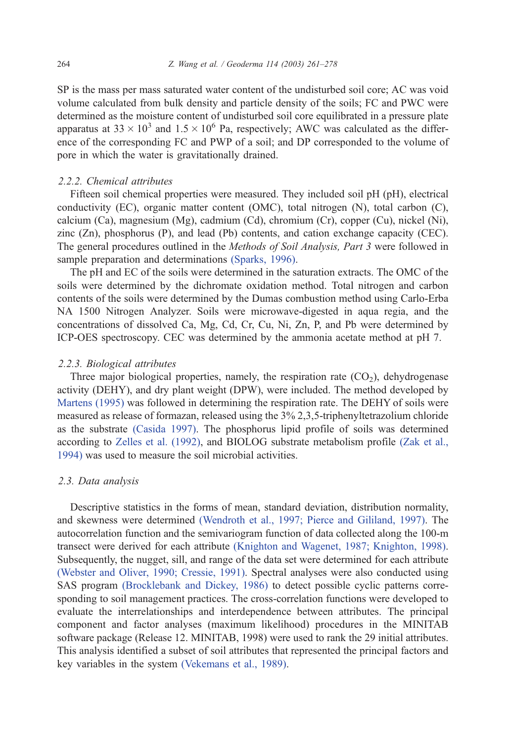SP is the mass per mass saturated water content of the undisturbed soil core; AC was void volume calculated from bulk density and particle density of the soils; FC and PWC were determined as the moisture content of undisturbed soil core equilibrated in a pressure plate apparatus at $33 \times 10^3$ and $1.5 \times 10^6$ Pa, respectively; AWC was calculated as the difference of the corresponding FC and PWP of a soil; and DP corresponded to the volume of pore in which the water is gravitationally drained.

### *2.2.2. Chemical attributes*

Fifteen soil chemical properties were measured. They included soil pH (pH), electrical conductivity (EC), organic matter content (OMC), total nitrogen (N), total carbon (C), calcium (Ca), magnesium (Mg), cadmium (Cd), chromium (Cr), copper (Cu), nickel (Ni), zinc (Zn), phosphorus (P), and lead (Pb) contents, and cation exchange capacity (CEC). The general procedures outlined in the *Methods of Soil Analysis, Part 3* were followed in sample preparation and determinations (Sparks, 1996).

The pH and EC of the soils were determined in the saturation extracts. The OMC of the soils were determined by the dichromate oxidation method. Total nitrogen and carbon contents of the soils were determined by the Dumas combustion method using Carlo-Erba NA 1500 Nitrogen Analyzer. Soils were microwave-digested in aqua regia, and the concentrations of dissolved Ca, Mg, Cd, Cr, Cu, Ni, Zn, P, and Pb were determined by ICP-OES spectroscopy. CEC was determined by the ammonia acetate method at pH 7.

### *2.2.3. Biological attributes*

Three major biological properties, namely, the respiration rate ($CO_2$), dehydrogenase activity (DEHY), and dry plant weight (DPW), were included. The method developed by Martens (1995) was followed in determining the respiration rate. The DEHY of soils were measured as release of formazan, released using the 3% 2,3,5-triphenyltetrazolium chloride as the substrate (Casida 1997). The phosphorus lipid profile of soils was determined according to Zelles et al. (1992), and BIOLOG substrate metabolism profile (Zak et al., 1994) was used to measure the soil microbial activities.

## *2.3. Data analysis*

Descriptive statistics in the forms of mean, standard deviation, distribution normality, and skewness were determined (Wendroth et al., 1997; Pierce and Gililand, 1997). The autocorrelation function and the semivariogram function of data collected along the 100-m transect were derived for each attribute (Knighton and Wagenet, 1987; Knighton, 1998). Subsequently, the nugget, sill, and range of the data set were determined for each attribute (Webster and Oliver, 1990; Cressie, 1991). Spectral analyses were also conducted using SAS program (Brocklebank and Dickey, 1986) to detect possible cyclic patterns corresponding to soil management practices. The cross-correlation functions were developed to evaluate the interrelationships and interdependence between attributes. The principal component and factor analyses (maximum likelihood) procedures in the MINITAB software package (Release 12. MINITAB, 1998) were used to rank the 29 initial attributes. This analysis identified a subset of soil attributes that represented the principal factors and key variables in the system (Vekemans et al., 1989).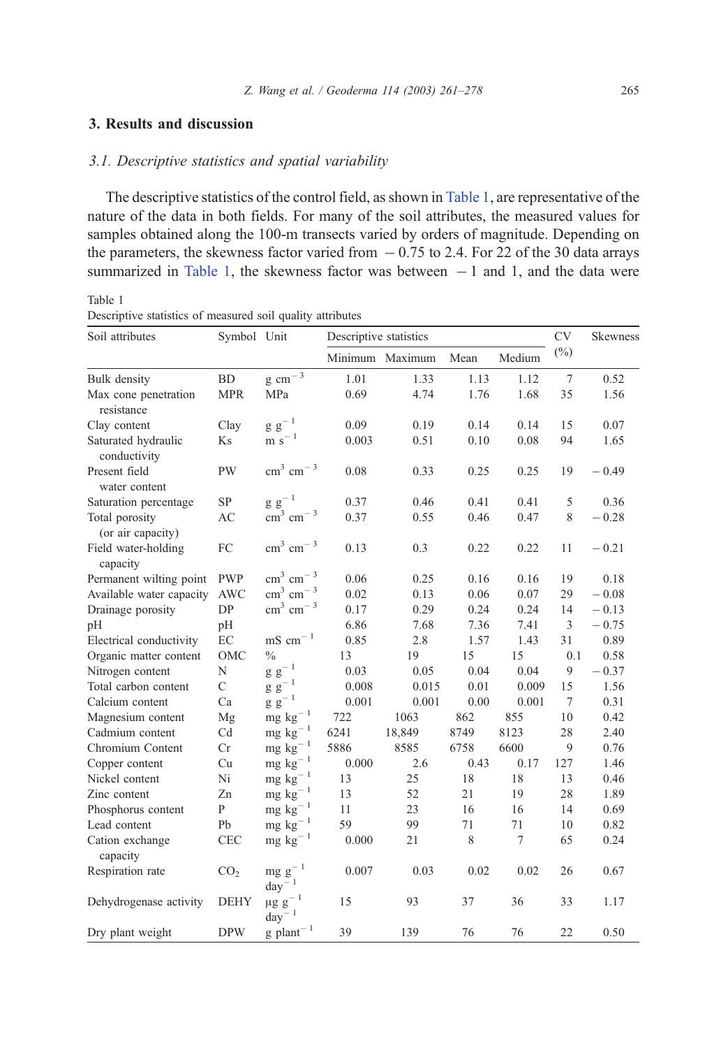## 3. Results and discussion

### 3.1. Descriptive statistics and spatial variability

The descriptive statistics of the control field, as shown in Table 1, are representative of the nature of the data in both fields. For many of the soil attributes, the measured values for samples obtained along the 100-m transects varied by orders of magnitude. Depending on the parameters, the skewness factor varied from − 0.75 to 2.4. For 22 of the 30 data arrays summarized in Table 1, the skewness factor was between − 1 and 1, and the data were

Table 1
Descriptive statistics of measured soil quality attributes

| Soil attributes | Symbol | Unit | Descriptive statistics | | | | CV (%) | Skewness |
|---|---|---|---|---|---|---|---|---|
| | | | Minimum | Maximum | Mean | Medium | | |
| Bulk density | BD | g $cm^{-3}$ | 1.01 | 1.33 | 1.13 | 1.12 | 7 | 0.52 |
| Max cone penetration resistance | MPR | MPa | 0.69 | 4.74 | 1.76 | 1.68 | 35 | 1.56 |
| Clay content | Clay | g $g^{-1}$ | 0.09 | 0.19 | 0.14 | 0.14 | 15 | 0.07 |
| Saturated hydraulic conductivity | Ks | m $s^{-1}$ | 0.003 | 0.51 | 0.10 | 0.08 | 94 | 1.65 |
| Present field water content | PW | $cm^3$ $cm^{-3}$ | 0.08 | 0.33 | 0.25 | 0.25 | 19 | − 0.49 |
| Saturation percentage | SP | g $g^{-1}$ | 0.37 | 0.46 | 0.41 | 0.41 | 5 | 0.36 |
| Total porosity (or air capacity) | AC | $cm^3$ $cm^{-3}$ | 0.37 | 0.55 | 0.46 | 0.47 | 8 | − 0.28 |
| Field water-holding capacity | FC | $cm^3$ $cm^{-3}$ | 0.13 | 0.3 | 0.22 | 0.22 | 11 | − 0.21 |
| Permanent wilting point | PWP | $cm^3$ $cm^{-3}$ | 0.06 | 0.25 | 0.16 | 0.16 | 19 | 0.18 |
| Available water capacity | AWC | $cm^3$ $cm^{-3}$ | 0.02 | 0.13 | 0.06 | 0.07 | 29 | − 0.08 |
| Drainage porosity | DP | $cm^3$ $cm^{-3}$ | 0.17 | 0.29 | 0.24 | 0.24 | 14 | − 0.13 |
| pH | pH | | 6.86 | 7.68 | 7.36 | 7.41 | 3 | − 0.75 |
| Electrical conductivity | EC | mS $cm^{-1}$ | 0.85 | 2.8 | 1.57 | 1.43 | 31 | 0.89 |
| Organic matter content | OMC | % | 13 | 19 | 15 | 15 | 0.1 | 0.58 |
| Nitrogen content | N | g $g^{-1}$ | 0.03 | 0.05 | 0.04 | 0.04 | 9 | − 0.37 |
| Total carbon content | C | g $g^{-1}$ | 0.008 | 0.015 | 0.01 | 0.009 | 15 | 1.56 |
| Calcium content | Ca | g $g^{-1}$ | 0.001 | 0.001 | 0.00 | 0.001 | 7 | 0.31 |
| Magnesium content | Mg | mg $kg^{-1}$ | 722 | 1063 | 862 | 855 | 10 | 0.42 |
| Cadmium content | Cd | mg $kg^{-1}$ | 6241 | 18,849 | 8749 | 8123 | 28 | 2.40 |
| Chromium Content | Cr | mg $kg^{-1}$ | 5886 | 8585 | 6758 | 6600 | 9 | 0.76 |
| Copper content | Cu | mg $kg^{-1}$ | 0.000 | 2.6 | 0.43 | 0.17 | 127 | 1.46 |
| Nickel content | Ni | mg $kg^{-1}$ | 13 | 25 | 18 | 18 | 13 | 0.46 |
| Zinc content | Zn | mg $kg^{-1}$ | 13 | 52 | 21 | 19 | 28 | 1.89 |
| Phosphorus content | P | mg $kg^{-1}$ | 11 | 23 | 16 | 16 | 14 | 0.69 |
| Lead content | Pb | mg $kg^{-1}$ | 59 | 99 | 71 | 71 | 10 | 0.82 |
| Cation exchange capacity | CEC | mg $kg^{-1}$ | 0.000 | 21 | 8 | 7 | 65 | 0.24 |
| Respiration rate | $CO_2$ | mg $g^{-1}$ $day^{-1}$ | 0.007 | 0.03 | 0.02 | 0.02 | 26 | 0.67 |
| Dehydrogenase activity | DEHY | μg $g^{-1}$ $day^{-1}$ | 15 | 93 | 37 | 36 | 33 | 1.17 |
| Dry plant weight | DPW | g $plant^{-1}$ | 39 | 139 | 76 | 76 | 22 | 0.50 |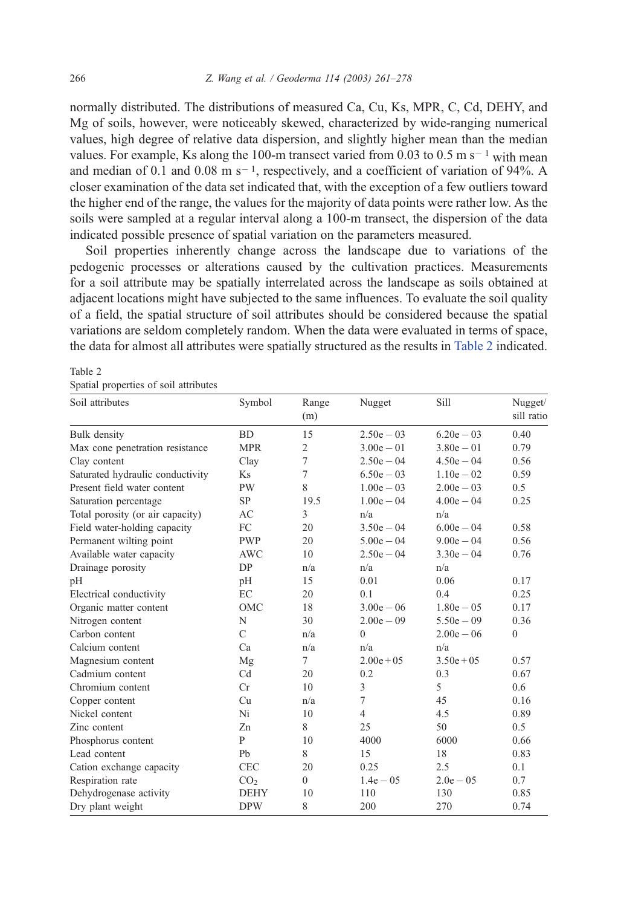normally distributed. The distributions of measured Ca, Cu, Ks, MPR, C, Cd, DEHY, and Mg of soils, however, were noticeably skewed, characterized by wide-ranging numerical values, high degree of relative data dispersion, and slightly higher mean than the median values. For example, Ks along the 100-m transect varied from 0.03 to 0.5 m $s^{-1}$ with mean and median of 0.1 and 0.08 m $s^{-1}$, respectively, and a coefficient of variation of 94%. A closer examination of the data set indicated that, with the exception of a few outliers toward the higher end of the range, the values for the majority of data points were rather low. As the soils were sampled at a regular interval along a 100-m transect, the dispersion of the data indicated possible presence of spatial variation on the parameters measured.

Soil properties inherently change across the landscape due to variations of the pedogenic processes or alterations caused by the cultivation practices. Measurements for a soil attribute may be spatially interrelated across the landscape as soils obtained at adjacent locations might have subjected to the same influences. To evaluate the soil quality of a field, the spatial structure of soil attributes should be considered because the spatial variations are seldom completely random. When the data were evaluated in terms of space, the data for almost all attributes were spatially structured as the results in Table 2 indicated.

Table 2
Spatial properties of soil attributes

| Soil attributes | Symbol | Range (m) | Nugget | Sill | Nugget/sill ratio |
|---|---|---|---|---|---|
| Bulk density | BD | 15 | 2.50e − 03 | 6.20e − 03 | 0.40 |
| Max cone penetration resistance | MPR | 2 | 3.00e − 01 | 3.80e − 01 | 0.79 |
| Clay content | Clay | 7 | 2.50e − 04 | 4.50e − 04 | 0.56 |
| Saturated hydraulic conductivity | Ks | 7 | 6.50e − 03 | 1.10e − 02 | 0.59 |
| Present field water content | PW | 8 | 1.00e − 03 | 2.00e − 03 | 0.5 |
| Saturation percentage | SP | 19.5 | 1.00e − 04 | 4.00e − 04 | 0.25 |
| Total porosity (or air capacity) | AC | 3 | n/a | n/a | |
| Field water-holding capacity | FC | 20 | 3.50e − 04 | 6.00e − 04 | 0.58 |
| Permanent wilting point | PWP | 20 | 5.00e − 04 | 9.00e − 04 | 0.56 |
| Available water capacity | AWC | 10 | 2.50e − 04 | 3.30e − 04 | 0.76 |
| Drainage porosity | DP | n/a | n/a | n/a | |
| pH | pH | 15 | 0.01 | 0.06 | 0.17 |
| Electrical conductivity | EC | 20 | 0.1 | 0.4 | 0.25 |
| Organic matter content | OMC | 18 | 3.00e − 06 | 1.80e − 05 | 0.17 |
| Nitrogen content | N | 30 | 2.00e − 09 | 5.50e − 09 | 0.36 |
| Carbon content | C | n/a | 0 | 2.00e − 06 | 0 |
| Calcium content | Ca | n/a | n/a | n/a | |
| Magnesium content | Mg | 7 | 2.00e + 05 | 3.50e + 05 | 0.57 |
| Cadmium content | Cd | 20 | 0.2 | 0.3 | 0.67 |
| Chromium content | Cr | 10 | 3 | 5 | 0.6 |
| Copper content | Cu | n/a | 7 | 45 | 0.16 |
| Nickel content | Ni | 10 | 4 | 4.5 | 0.89 |
| Zinc content | Zn | 8 | 25 | 50 | 0.5 |
| Phosphorus content | P | 10 | 4000 | 6000 | 0.66 |
| Lead content | Pb | 8 | 15 | 18 | 0.83 |
| Cation exchange capacity | CEC | 20 | 0.25 | 2.5 | 0.1 |
| Respiration rate | $CO_2$ | 0 | 1.4e − 05 | 2.0e − 05 | 0.7 |
| Dehydrogenase activity | DEHY | 10 | 110 | 130 | 0.85 |
| Dry plant weight | DPW | 8 | 200 | 270 | 0.74 |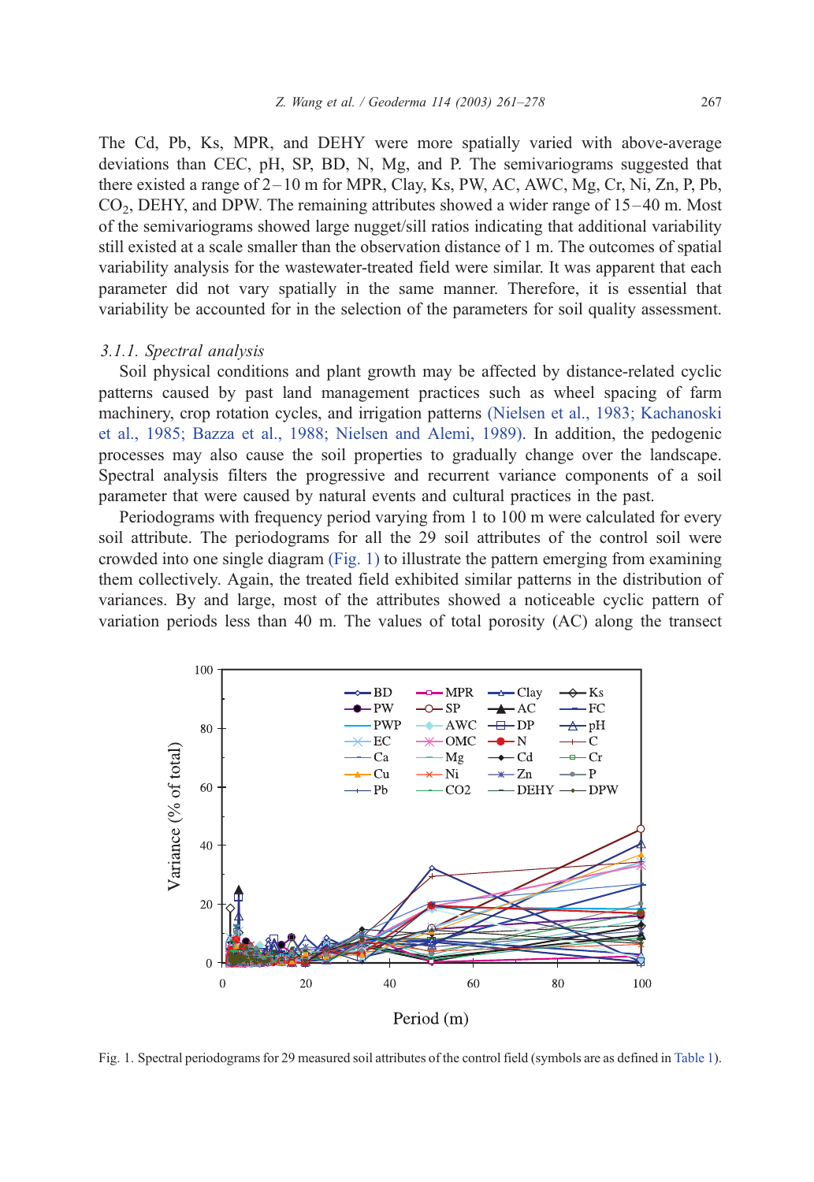The Cd, Pb, Ks, MPR, and DEHY were more spatially varied with above-average deviations than CEC, pH, SP, BD, N, Mg, and P. The semivariograms suggested that there existed a range of 2–10 m for MPR, Clay, Ks, PW, AC, AWC, Mg, Cr, Ni, Zn, P, Pb, $CO_2$, DEHY, and DPW. The remaining attributes showed a wider range of 15–40 m. Most of the semivariograms showed large nugget/sill ratios indicating that additional variability still existed at a scale smaller than the observation distance of 1 m. The outcomes of spatial variability analysis for the wastewater-treated field were similar. It was apparent that each parameter did not vary spatially in the same manner. Therefore, it is essential that variability be accounted for in the selection of the parameters for soil quality assessment.

### 3.1.1. Spectral analysis

Soil physical conditions and plant growth may be affected by distance-related cyclic patterns caused by past land management practices such as wheel spacing of farm machinery, crop rotation cycles, and irrigation patterns (Nielsen et al., 1983; Kachanoski et al., 1985; Bazza et al., 1988; Nielsen and Alemi, 1989). In addition, the pedogenic processes may also cause the soil properties to gradually change over the landscape. Spectral analysis filters the progressive and recurrent variance components of a soil parameter that were caused by natural events and cultural practices in the past.

Periodograms with frequency period varying from 1 to 100 m were calculated for every soil attribute. The periodograms for all the 29 soil attributes of the control soil were crowded into one single diagram (Fig. 1) to illustrate the pattern emerging from examining them collectively. Again, the treated field exhibited similar patterns in the distribution of variances. By and large, most of the attributes showed a noticeable cyclic pattern of variation periods less than 40 m. The values of total porosity (AC) along the transect

Fig. 1. Spectral periodograms for 29 measured soil attributes of the control field (symbols are as defined in Table 1).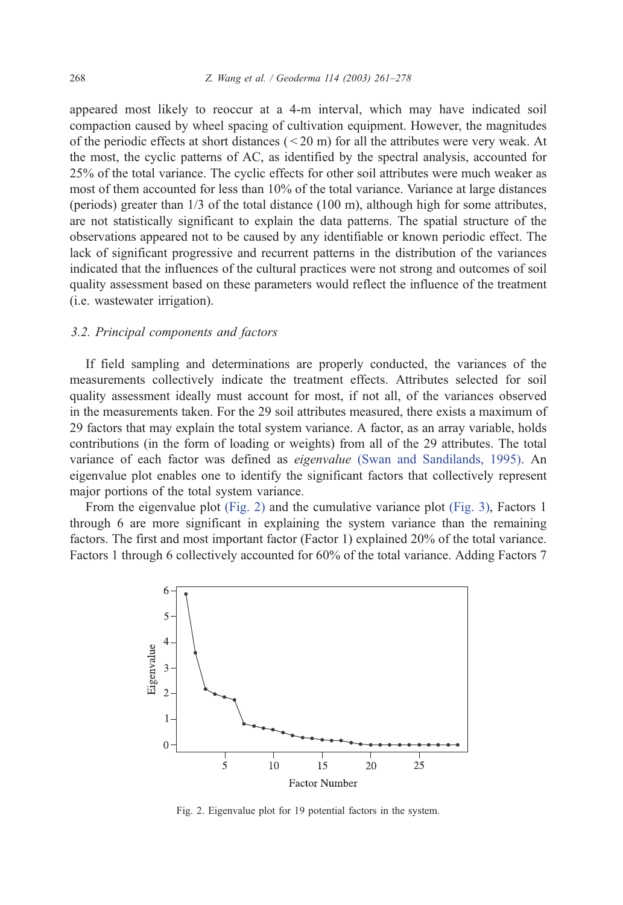appeared most likely to reoccur at a 4-m interval, which may have indicated soil compaction caused by wheel spacing of cultivation equipment. However, the magnitudes of the periodic effects at short distances (< 20 m) for all the attributes were very weak. At the most, the cyclic patterns of AC, as identified by the spectral analysis, accounted for 25% of the total variance. The cyclic effects for other soil attributes were much weaker as most of them accounted for less than 10% of the total variance. Variance at large distances (periods) greater than 1/3 of the total distance (100 m), although high for some attributes, are not statistically significant to explain the data patterns. The spatial structure of the observations appeared not to be caused by any identifiable or known periodic effect. The lack of significant progressive and recurrent patterns in the distribution of the variances indicated that the influences of the cultural practices were not strong and outcomes of soil quality assessment based on these parameters would reflect the influence of the treatment (i.e. wastewater irrigation).

### 3.2. Principal components and factors

If field sampling and determinations are properly conducted, the variances of the measurements collectively indicate the treatment effects. Attributes selected for soil quality assessment ideally must account for most, if not all, of the variances observed in the measurements taken. For the 29 soil attributes measured, there exists a maximum of 29 factors that may explain the total system variance. A factor, as an array variable, holds contributions (in the form of loading or weights) from all of the 29 attributes. The total variance of each factor was defined as *eigenvalue* (Swan and Sandilands, 1995). An eigenvalue plot enables one to identify the significant factors that collectively represent major portions of the total system variance.

From the eigenvalue plot (Fig. 2) and the cumulative variance plot (Fig. 3), Factors 1 through 6 are more significant in explaining the system variance than the remaining factors. The first and most important factor (Factor 1) explained 20% of the total variance. Factors 1 through 6 collectively accounted for 60% of the total variance. Adding Factors 7

Fig. 2. Eigenvalue plot for 19 potential factors in the system.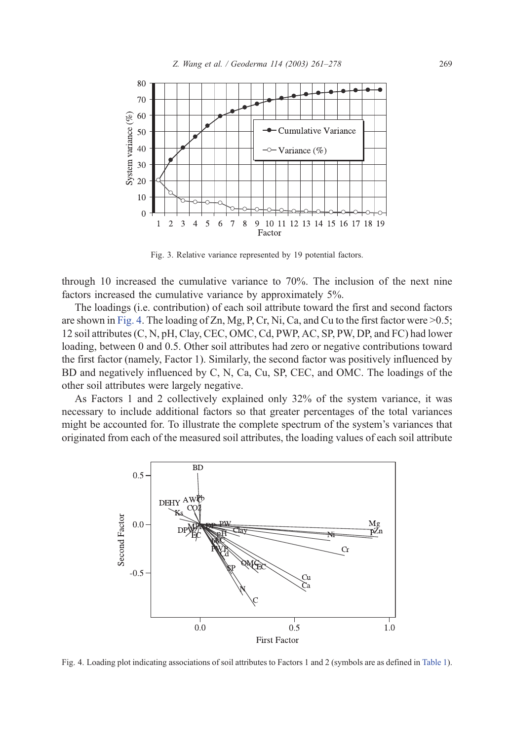Fig. 3. Relative variance represented by 19 potential factors.

through 10 increased the cumulative variance to 70%. The inclusion of the next nine factors increased the cumulative variance by approximately 5%.

The loadings (i.e. contribution) of each soil attribute toward the first and second factors are shown in Fig. 4. The loading of Zn, Mg, P, Cr, Ni, Ca, and Cu to the first factor were >0.5; 12 soil attributes (C, N, pH, Clay, CEC, OMC, Cd, PWP, AC, SP, PW, DP, and FC) had lower loading, between 0 and 0.5. Other soil attributes had zero or negative contributions toward the first factor (namely, Factor 1). Similarly, the second factor was positively influenced by BD and negatively influenced by C, N, Ca, Cu, SP, CEC, and OMC. The loadings of the other soil attributes were largely negative.

As Factors 1 and 2 collectively explained only 32% of the system variance, it was necessary to include additional factors so that greater percentages of the total variances might be accounted for. To illustrate the complete spectrum of the system's variances that originated from each of the measured soil attributes, the loading values of each soil attribute

Fig. 4. Loading plot indicating associations of soil attributes to Factors 1 and 2 (symbols are as defined in Table 1).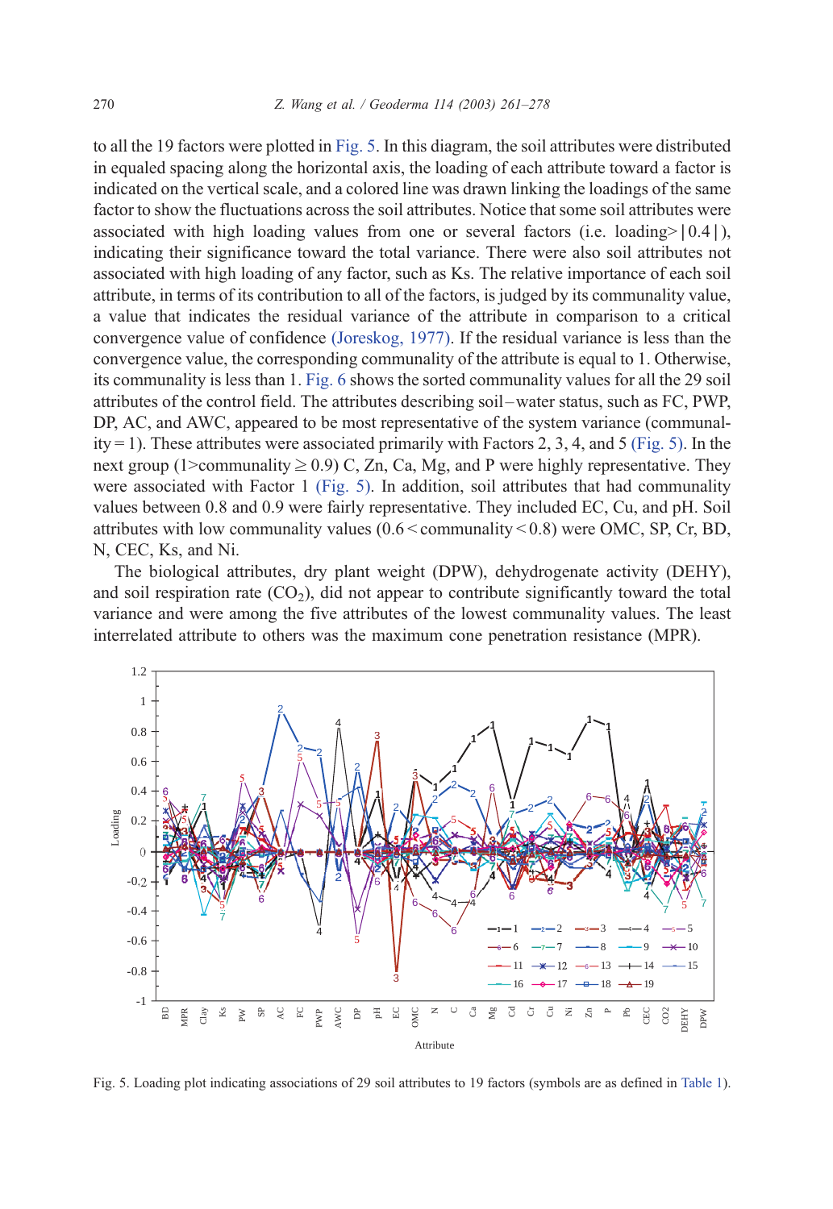to all the 19 factors were plotted in Fig. 5. In this diagram, the soil attributes were distributed in equaled spacing along the horizontal axis, the loading of each attribute toward a factor is indicated on the vertical scale, and a colored line was drawn linking the loadings of the same factor to show the fluctuations across the soil attributes. Notice that some soil attributes were associated with high loading values from one or several factors (i.e. loading > |0.4|), indicating their significance toward the total variance. There were also soil attributes not associated with high loading of any factor, such as Ks. The relative importance of each soil attribute, in terms of its contribution to all of the factors, is judged by its communality value, a value that indicates the residual variance of the attribute in comparison to a critical convergence value of confidence (Joreskog, 1977). If the residual variance is less than the convergence value, the corresponding communality of the attribute is equal to 1. Otherwise, its communality is less than 1. Fig. 6 shows the sorted communality values for all the 29 soil attributes of the control field. The attributes describing soil–water status, such as FC, PWP, DP, AC, and AWC, appeared to be most representative of the system variance (communality = 1). These attributes were associated primarily with Factors 2, 3, 4, and 5 (Fig. 5). In the next group (1 > communality ≥ 0.9) C, Zn, Ca, Mg, and P were highly representative. They were associated with Factor 1 (Fig. 5). In addition, soil attributes that had communality values between 0.8 and 0.9 were fairly representative. They included EC, Cu, and pH. Soil attributes with low communality values (0.6 < communality < 0.8) were OMC, SP, Cr, BD, N, CEC, Ks, and Ni.

The biological attributes, dry plant weight (DPW), dehydrogenate activity (DEHY), and soil respiration rate ($CO_2$), did not appear to contribute significantly toward the total variance and were among the five attributes of the lowest communality values. The least interrelated attribute to others was the maximum cone penetration resistance (MPR).

Fig. 5. Loading plot indicating associations of 29 soil attributes to 19 factors (symbols are as defined in Table 1).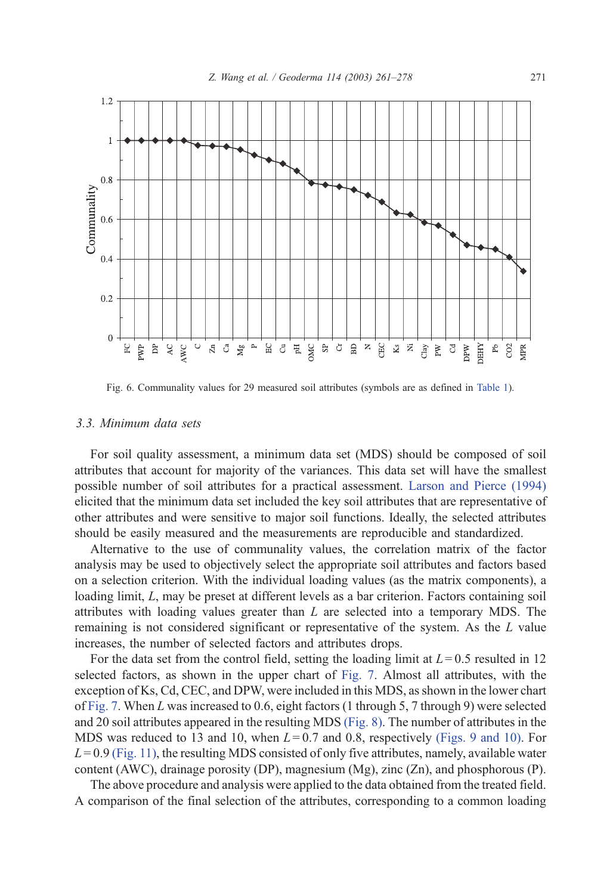Fig. 6. Communality values for 29 measured soil attributes (symbols are as defined in Table 1).

### 3.3. Minimum data sets

For soil quality assessment, a minimum data set (MDS) should be composed of soil attributes that account for majority of the variances. This data set will have the smallest possible number of soil attributes for a practical assessment. Larson and Pierce (1994) elicited that the minimum data set included the key soil attributes that are representative of other attributes and were sensitive to major soil functions. Ideally, the selected attributes should be easily measured and the measurements are reproducible and standardized.

Alternative to the use of communality values, the correlation matrix of the factor analysis may be used to objectively select the appropriate soil attributes and factors based on a selection criterion. With the individual loading values (as the matrix components), a loading limit, $L$, may be preset at different levels as a bar criterion. Factors containing soil attributes with loading values greater than $L$ are selected into a temporary MDS. The remaining is not considered significant or representative of the system. As the $L$ value increases, the number of selected factors and attributes drops.

For the data set from the control field, setting the loading limit at $L = 0.5$ resulted in 12 selected factors, as shown in the upper chart of Fig. 7. Almost all attributes, with the exception of Ks, Cd, CEC, and DPW, were included in this MDS, as shown in the lower chart of Fig. 7. When $L$ was increased to 0.6, eight factors (1 through 5, 7 through 9) were selected and 20 soil attributes appeared in the resulting MDS (Fig. 8). The number of attributes in the MDS was reduced to 13 and 10, when $L = 0.7$ and 0.8, respectively (Figs. 9 and 10). For $L = 0.9$ (Fig. 11), the resulting MDS consisted of only five attributes, namely, available water content (AWC), drainage porosity (DP), magnesium (Mg), zinc (Zn), and phosphorous (P).

The above procedure and analysis were applied to the data obtained from the treated field. A comparison of the final selection of the attributes, corresponding to a common loading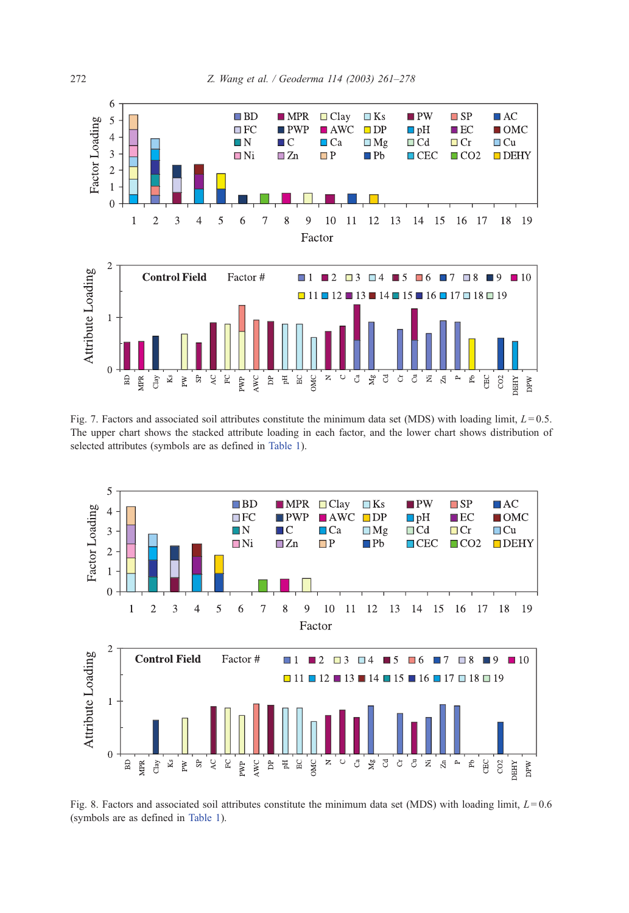Fig. 7. Factors and associated soil attributes constitute the minimum data set (MDS) with loading limit, $L = 0.5$. The upper chart shows the stacked attribute loading in each factor, and the lower chart shows distribution of selected attributes (symbols are as defined in Table 1).

Fig. 8. Factors and associated soil attributes constitute the minimum data set (MDS) with loading limit, $L = 0.6$ (symbols are as defined in Table 1).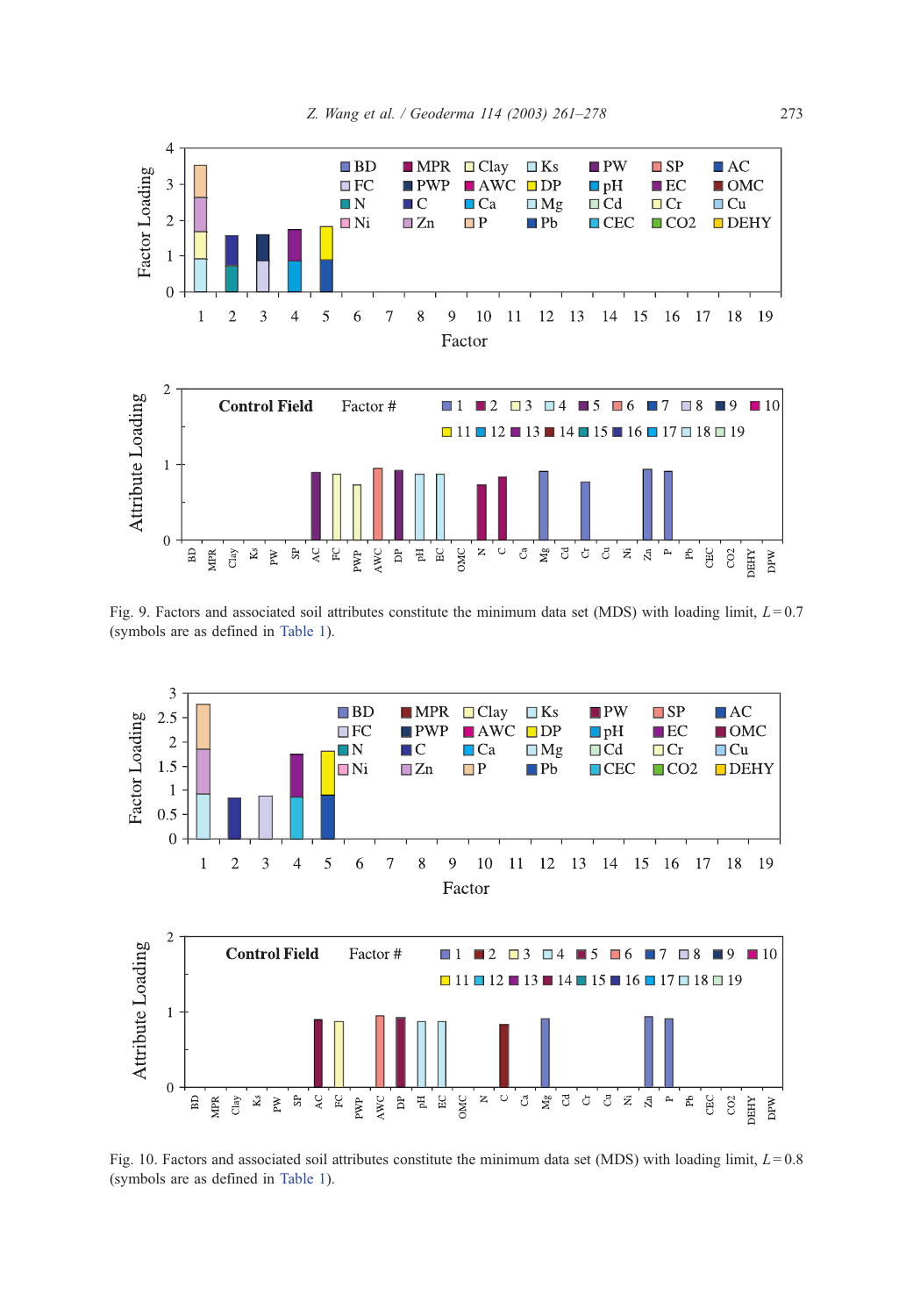Fig. 9. Factors and associated soil attributes constitute the minimum data set (MDS) with loading limit, $L = 0.7$ (symbols are as defined in Table 1).

Fig. 10. Factors and associated soil attributes constitute the minimum data set (MDS) with loading limit, $L = 0.8$ (symbols are as defined in Table 1).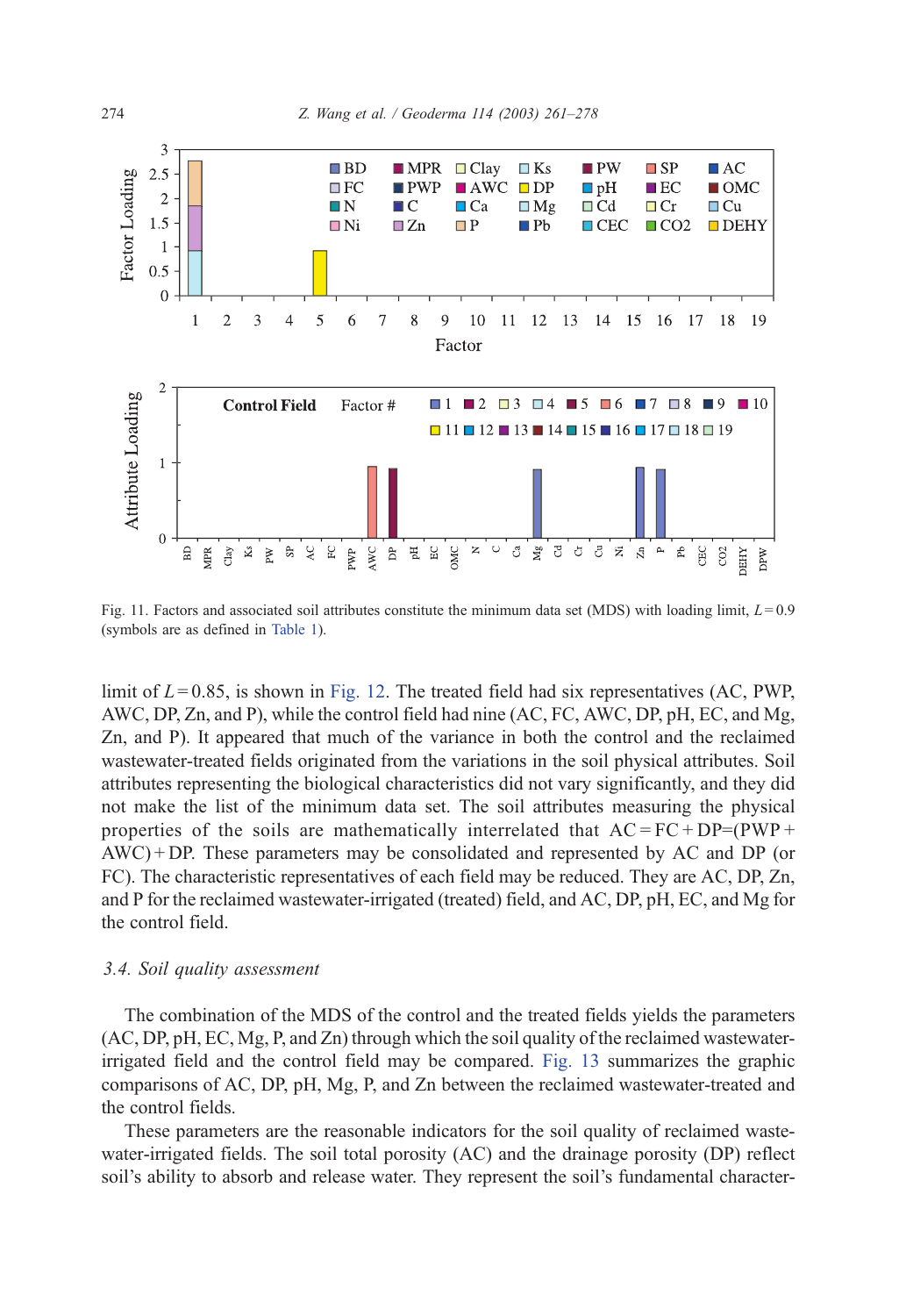Fig. 11. Factors and associated soil attributes constitute the minimum data set (MDS) with loading limit, $L = 0.9$ (symbols are as defined in Table 1).

limit of $L = 0.85$, is shown in Fig. 12. The treated field had six representatives (AC, PWP, AWC, DP, Zn, and P), while the control field had nine (AC, FC, AWC, DP, pH, EC, and Mg, Zn, and P). It appeared that much of the variance in both the control and the reclaimed wastewater-treated fields originated from the variations in the soil physical attributes. Soil attributes representing the biological characteristics did not vary significantly, and they did not make the list of the minimum data set. The soil attributes measuring the physical properties of the soils are mathematically interrelated that $\text{AC} = \text{FC} + \text{DP} = (\text{PWP} + \text{AWC}) + \text{DP}$. These parameters may be consolidated and represented by AC and DP (or FC). The characteristic representatives of each field may be reduced. They are AC, DP, Zn, and P for the reclaimed wastewater-irrigated (treated) field, and AC, DP, pH, EC, and Mg for the control field.

### *3.4. Soil quality assessment*

The combination of the MDS of the control and the treated fields yields the parameters (AC, DP, pH, EC, Mg, P, and Zn) through which the soil quality of the reclaimed wastewater-irrigated field and the control field may be compared. Fig. 13 summarizes the graphic comparisons of AC, DP, pH, Mg, P, and Zn between the reclaimed wastewater-treated and the control fields.

These parameters are the reasonable indicators for the soil quality of reclaimed wastewater-irrigated fields. The soil total porosity (AC) and the drainage porosity (DP) reflect soil's ability to absorb and release water. They represent the soil's fundamental character-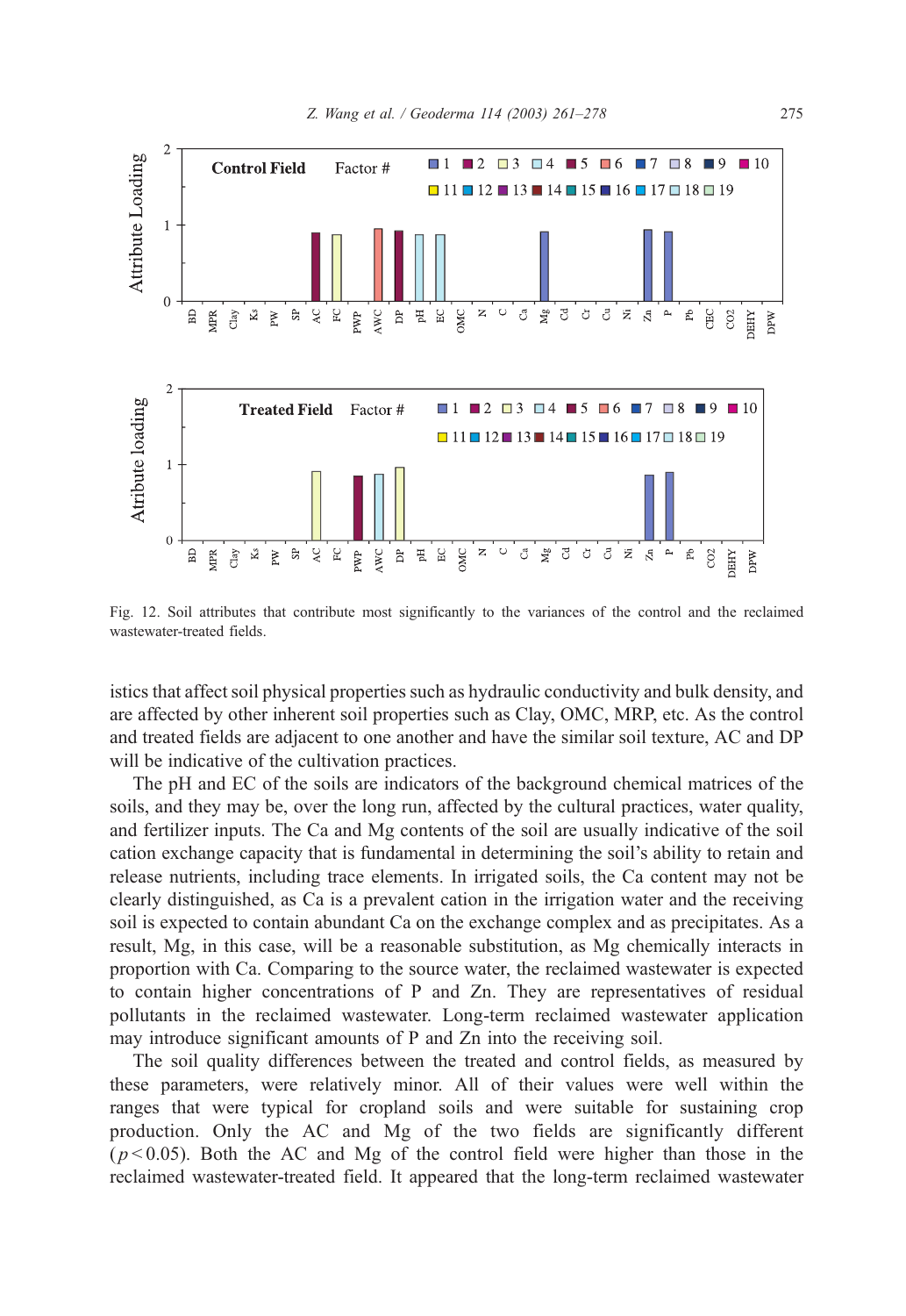Fig. 12. Soil attributes that contribute most significantly to the variances of the control and the reclaimed wastewater-treated fields.

istics that affect soil physical properties such as hydraulic conductivity and bulk density, and are affected by other inherent soil properties such as Clay, OMC, MRP, etc. As the control and treated fields are adjacent to one another and have the similar soil texture, AC and DP will be indicative of the cultivation practices.

The pH and EC of the soils are indicators of the background chemical matrices of the soils, and they may be, over the long run, affected by the cultural practices, water quality, and fertilizer inputs. The Ca and Mg contents of the soil are usually indicative of the soil cation exchange capacity that is fundamental in determining the soil's ability to retain and release nutrients, including trace elements. In irrigated soils, the Ca content may not be clearly distinguished, as Ca is a prevalent cation in the irrigation water and the receiving soil is expected to contain abundant Ca on the exchange complex and as precipitates. As a result, Mg, in this case, will be a reasonable substitution, as Mg chemically interacts in proportion with Ca. Comparing to the source water, the reclaimed wastewater is expected to contain higher concentrations of P and Zn. They are representatives of residual pollutants in the reclaimed wastewater. Long-term reclaimed wastewater application may introduce significant amounts of P and Zn into the receiving soil.

The soil quality differences between the treated and control fields, as measured by these parameters, were relatively minor. All of their values were well within the ranges that were typical for cropland soils and were suitable for sustaining crop production. Only the AC and Mg of the two fields are significantly different ($p < 0.05$). Both the AC and Mg of the control field were higher than those in the reclaimed wastewater-treated field. It appeared that the long-term reclaimed wastewater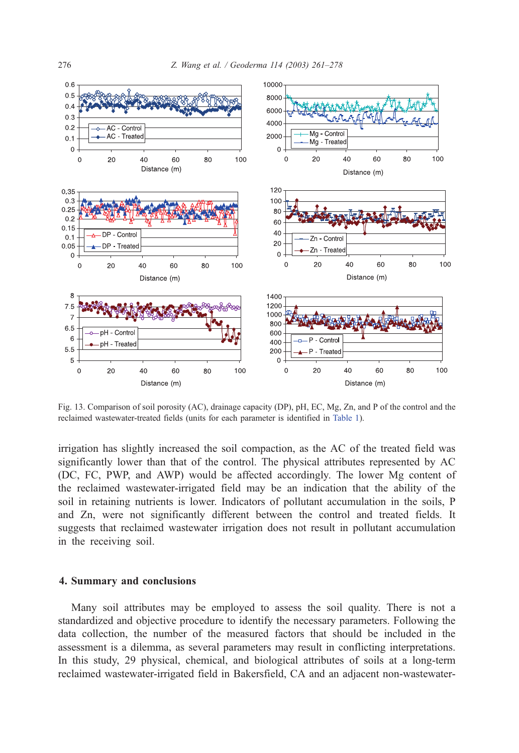Fig. 13. Comparison of soil porosity (AC), drainage capacity (DP), pH, EC, Mg, Zn, and P of the control and the reclaimed wastewater-treated fields (units for each parameter is identified in Table 1).

irrigation has slightly increased the soil compaction, as the AC of the treated field was significantly lower than that of the control. The physical attributes represented by AC (DC, FC, PWP, and AWP) would be affected accordingly. The lower Mg content of the reclaimed wastewater-irrigated field may be an indication that the ability of the soil in retaining nutrients is lower. Indicators of pollutant accumulation in the soils, P and Zn, were not significantly different between the control and treated fields. It suggests that reclaimed wastewater irrigation does not result in pollutant accumulation in the receiving soil.

## 4. Summary and conclusions

Many soil attributes may be employed to assess the soil quality. There is not a standardized and objective procedure to identify the necessary parameters. Following the data collection, the number of the measured factors that should be included in the assessment is a dilemma, as several parameters may result in conflicting interpretations. In this study, 29 physical, chemical, and biological attributes of soils at a long-term reclaimed wastewater-irrigated field in Bakersfield, CA and an adjacent non-wastewater-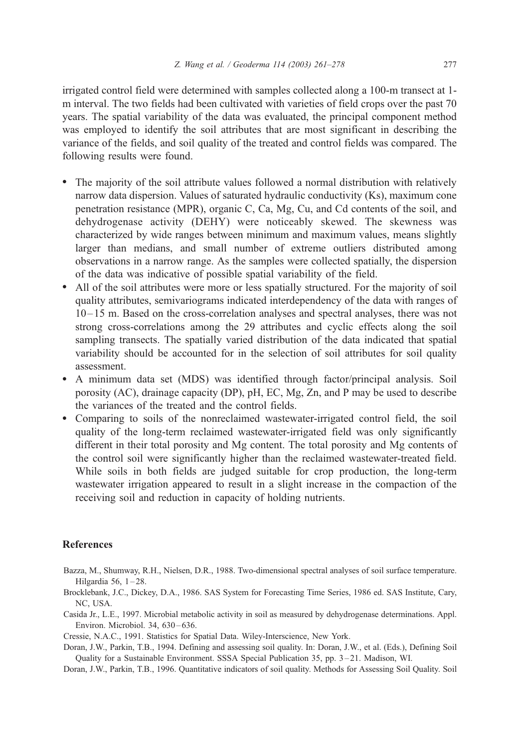irrigated control field were determined with samples collected along a 100-m transect at 1-m interval. The two fields had been cultivated with varieties of field crops over the past 70 years. The spatial variability of the data was evaluated, the principal component method was employed to identify the soil attributes that are most significant in describing the variance of the fields, and soil quality of the treated and control fields was compared. The following results were found.

- The majority of the soil attribute values followed a normal distribution with relatively narrow data dispersion. Values of saturated hydraulic conductivity (Ks), maximum cone penetration resistance (MPR), organic C, Ca, Mg, Cu, and Cd contents of the soil, and dehydrogenase activity (DEHY) were noticeably skewed. The skewness was characterized by wide ranges between minimum and maximum values, means slightly larger than medians, and small number of extreme outliers distributed among observations in a narrow range. As the samples were collected spatially, the dispersion of the data was indicative of possible spatial variability of the field.
- All of the soil attributes were more or less spatially structured. For the majority of soil quality attributes, semivariograms indicated interdependency of the data with ranges of 10–15 m. Based on the cross-correlation analyses and spectral analyses, there was not strong cross-correlations among the 29 attributes and cyclic effects along the soil sampling transects. The spatially varied distribution of the data indicated that spatial variability should be accounted for in the selection of soil attributes for soil quality assessment.
- A minimum data set (MDS) was identified through factor/principal analysis. Soil porosity (AC), drainage capacity (DP), pH, EC, Mg, Zn, and P may be used to describe the variances of the treated and the control fields.
- Comparing to soils of the nonreclaimed wastewater-irrigated control field, the soil quality of the long-term reclaimed wastewater-irrigated field was only significantly different in their total porosity and Mg content. The total porosity and Mg contents of the control soil were significantly higher than the reclaimed wastewater-treated field. While soils in both fields are judged suitable for crop production, the long-term wastewater irrigation appeared to result in a slight increase in the compaction of the receiving soil and reduction in capacity of holding nutrients.

## References

Bazza, M., Shumway, R.H., Nielsen, D.R., 1988. Two-dimensional spectral analyses of soil surface temperature. Hilgardia 56, 1–28.

Brocklebank, J.C., Dickey, D.A., 1986. SAS System for Forecasting Time Series, 1986 ed. SAS Institute, Cary, NC, USA.

Casida Jr., L.E., 1997. Microbial metabolic activity in soil as measured by dehydrogenase determinations. Appl. Environ. Microbiol. 34, 630–636.

Cressie, N.A.C., 1991. Statistics for Spatial Data. Wiley-Interscience, New York.

Doran, J.W., Parkin, T.B., 1994. Defining and assessing soil quality. In: Doran, J.W., et al. (Eds.), Defining Soil Quality for a Sustainable Environment. SSSA Special Publication 35, pp. 3–21. Madison, WI.

Doran, J.W., Parkin, T.B., 1996. Quantitative indicators of soil quality. Methods for Assessing Soil Quality. Soil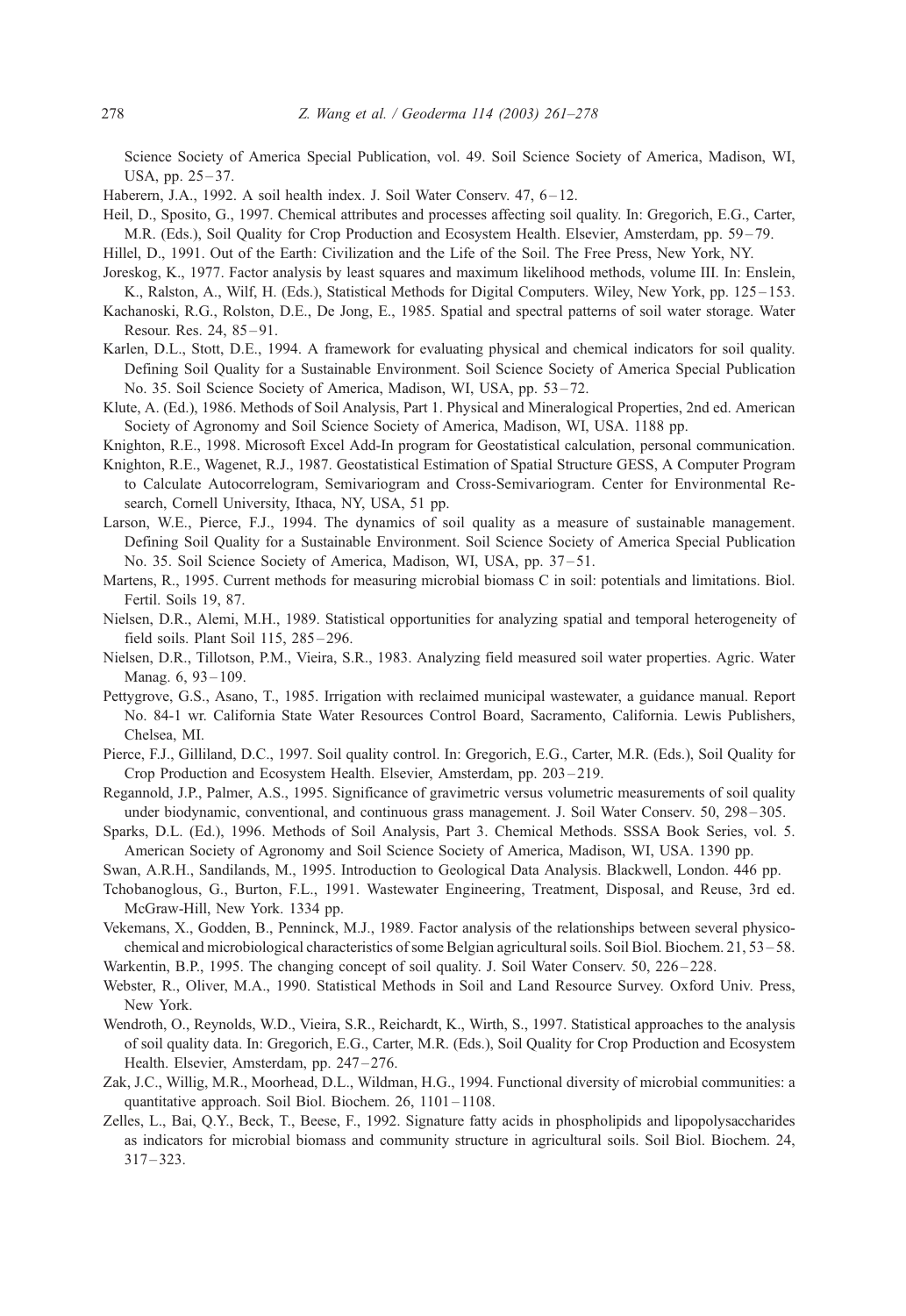Science Society of America Special Publication, vol. 49. Soil Science Society of America, Madison, WI, USA, pp. 25–37.

Haberern, J.A., 1992. A soil health index. J. Soil Water Conserv. 47, 6–12.

Heil, D., Sposito, G., 1997. Chemical attributes and processes affecting soil quality. In: Gregorich, E.G., Carter, M.R. (Eds.), Soil Quality for Crop Production and Ecosystem Health. Elsevier, Amsterdam, pp. 59–79.

Hillel, D., 1991. Out of the Earth: Civilization and the Life of the Soil. The Free Press, New York, NY.

Joreskog, K., 1977. Factor analysis by least squares and maximum likelihood methods, volume III. In: Enslein, K., Ralston, A., Wilf, H. (Eds.), Statistical Methods for Digital Computers. Wiley, New York, pp. 125–153.

Kachanoski, R.G., Rolston, D.E., De Jong, E., 1985. Spatial and spectral patterns of soil water storage. Water Resour. Res. 24, 85–91.

Karlen, D.L., Stott, D.E., 1994. A framework for evaluating physical and chemical indicators for soil quality. Defining Soil Quality for a Sustainable Environment. Soil Science Society of America Special Publication No. 35. Soil Science Society of America, Madison, WI, USA, pp. 53–72.

Klute, A. (Ed.), 1986. Methods of Soil Analysis, Part 1. Physical and Mineralogical Properties, 2nd ed. American Society of Agronomy and Soil Science Society of America, Madison, WI, USA. 1188 pp.

Knighton, R.E., 1998. Microsoft Excel Add-In program for Geostatistical calculation, personal communication.

Knighton, R.E., Wagenet, R.J., 1987. Geostatistical Estimation of Spatial Structure GESS, A Computer Program to Calculate Autocorrelogram, Semivariogram and Cross-Semivariogram. Center for Environmental Research, Cornell University, Ithaca, NY, USA, 51 pp.

Larson, W.E., Pierce, F.J., 1994. The dynamics of soil quality as a measure of sustainable management. Defining Soil Quality for a Sustainable Environment. Soil Science Society of America Special Publication No. 35. Soil Science Society of America, Madison, WI, USA, pp. 37–51.

Martens, R., 1995. Current methods for measuring microbial biomass C in soil: potentials and limitations. Biol. Fertil. Soils 19, 87.

Nielsen, D.R., Alemi, M.H., 1989. Statistical opportunities for analyzing spatial and temporal heterogeneity of field soils. Plant Soil 115, 285–296.

Nielsen, D.R., Tillotson, P.M., Vieira, S.R., 1983. Analyzing field measured soil water properties. Agric. Water Manag. 6, 93–109.

Pettygrove, G.S., Asano, T., 1985. Irrigation with reclaimed municipal wastewater, a guidance manual. Report No. 84-1 wr. California State Water Resources Control Board, Sacramento, California. Lewis Publishers, Chelsea, MI.

Pierce, F.J., Gilliland, D.C., 1997. Soil quality control. In: Gregorich, E.G., Carter, M.R. (Eds.), Soil Quality for Crop Production and Ecosystem Health. Elsevier, Amsterdam, pp. 203–219.

Regannold, J.P., Palmer, A.S., 1995. Significance of gravimetric versus volumetric measurements of soil quality under biodynamic, conventional, and continuous grass management. J. Soil Water Conserv. 50, 298–305.

Sparks, D.L. (Ed.), 1996. Methods of Soil Analysis, Part 3. Chemical Methods. SSSA Book Series, vol. 5. American Society of Agronomy and Soil Science Society of America, Madison, WI, USA. 1390 pp.

Swan, A.R.H., Sandilands, M., 1995. Introduction to Geological Data Analysis. Blackwell, London. 446 pp.

Tchobanoglous, G., Burton, F.L., 1991. Wastewater Engineering, Treatment, Disposal, and Reuse, 3rd ed. McGraw-Hill, New York. 1334 pp.

Vekemans, X., Godden, B., Penninck, M.J., 1989. Factor analysis of the relationships between several physico-chemical and microbiological characteristics of some Belgian agricultural soils. Soil Biol. Biochem. 21, 53–58.

Warkentin, B.P., 1995. The changing concept of soil quality. J. Soil Water Conserv. 50, 226–228.

Webster, R., Oliver, M.A., 1990. Statistical Methods in Soil and Land Resource Survey. Oxford Univ. Press, New York.

Wendroth, O., Reynolds, W.D., Vieira, S.R., Reichardt, K., Wirth, S., 1997. Statistical approaches to the analysis of soil quality data. In: Gregorich, E.G., Carter, M.R. (Eds.), Soil Quality for Crop Production and Ecosystem Health. Elsevier, Amsterdam, pp. 247–276.

Zak, J.C., Willig, M.R., Moorhead, D.L., Wildman, H.G., 1994. Functional diversity of microbial communities: a quantitative approach. Soil Biol. Biochem. 26, 1101–1108.

Zelles, L., Bai, Q.Y., Beck, T., Beese, F., 1992. Signature fatty acids in phospholipids and lipopolysaccharides as indicators for microbial biomass and community structure in agricultural soils. Soil Biol. Biochem. 24, 317–323.